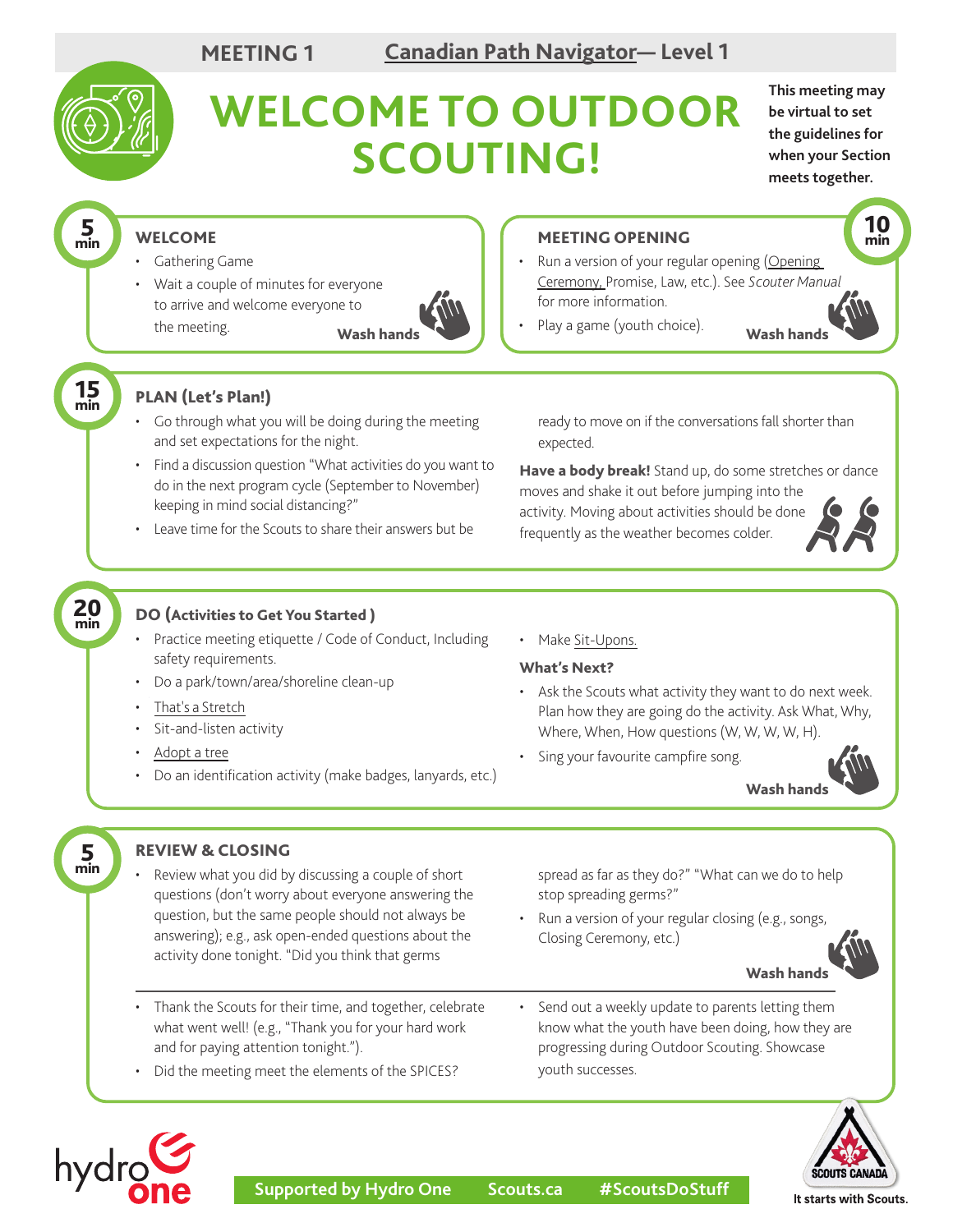MEETING 1 — Canadian Path Navigator— Level 1

# WELCOME TO OUTDOOR SCOUTING!

**This meeting may be virtual to set the guidelines for when your Section meets together.**

## 5 min — WELCOME

- Gathering Game
- Wait a couple of minutes for everyone to arrive and welcome everyone to the meeting.

**Wash hands**

## 10 min — MEETING OPENING

- Run a version of your regular opening (Opening Ceremony, Promise, Law, etc.). See *Scouter Manual* for more information.
- Play a game (youth choice).

**Wash hands**

## 15 min — PLAN (Let's Plan!)

- Go through what you will be doing during the meeting and set expectations for the night.
- Find a discussion question "What activities do you want to do in the next program cycle (September to November) keeping in mind social distancing?"
- Leave time for the Scouts to share their answers but be ready to move on if the conversations fall shorter than expected.

**Have a body break!** Stand up, do some stretches or dance moves and shake it out before jumping into the activity. Moving about activities should be done frequently as the weather becomes colder.

## 20 min — DO (Activities to Get You Started )

- Practice meeting etiquette / Code of Conduct, Including safety requirements.
- Do a park/town/area/shoreline clean-up
- That's a Stretch
- Sit-and-listen activity
- Adopt a tree
- Do an identification activity (make badges, lanyards, etc.)
- Make Sit-Upons.

### What's Next?

- Ask the Scouts what activity they want to do next week. Plan how they are going do the activity. Ask What, Why, Where, When, How questions (W, W, W, W, H).
- Sing your favourite campfire song.

**Wash hands**

## 5 min — REVIEW & CLOSING

- Review what you did by discussing a couple of short questions (don't worry about everyone answering the question, but the same people should not always be answering); e.g., ask open-ended questions about the activity done tonight. "Did you think that germs spread as far as they do?" "What can we do to help stop spreading germs?"
- Run a version of your regular closing (e.g., songs, Closing Ceremony, etc.)

**Wash hands**

---

- Thank the Scouts for their time, and together, celebrate what went well! (e.g., "Thank you for your hard work and for paying attention tonight.").
- Did the meeting meet the elements of the SPICES?
- Send out a weekly update to parents letting them know what the youth have been doing, how they are progressing during Outdoor Scouting. Showcase youth successes.

Supported by Hydro One Scouts.ca #ScoutsDoStuff

It starts with Scouts.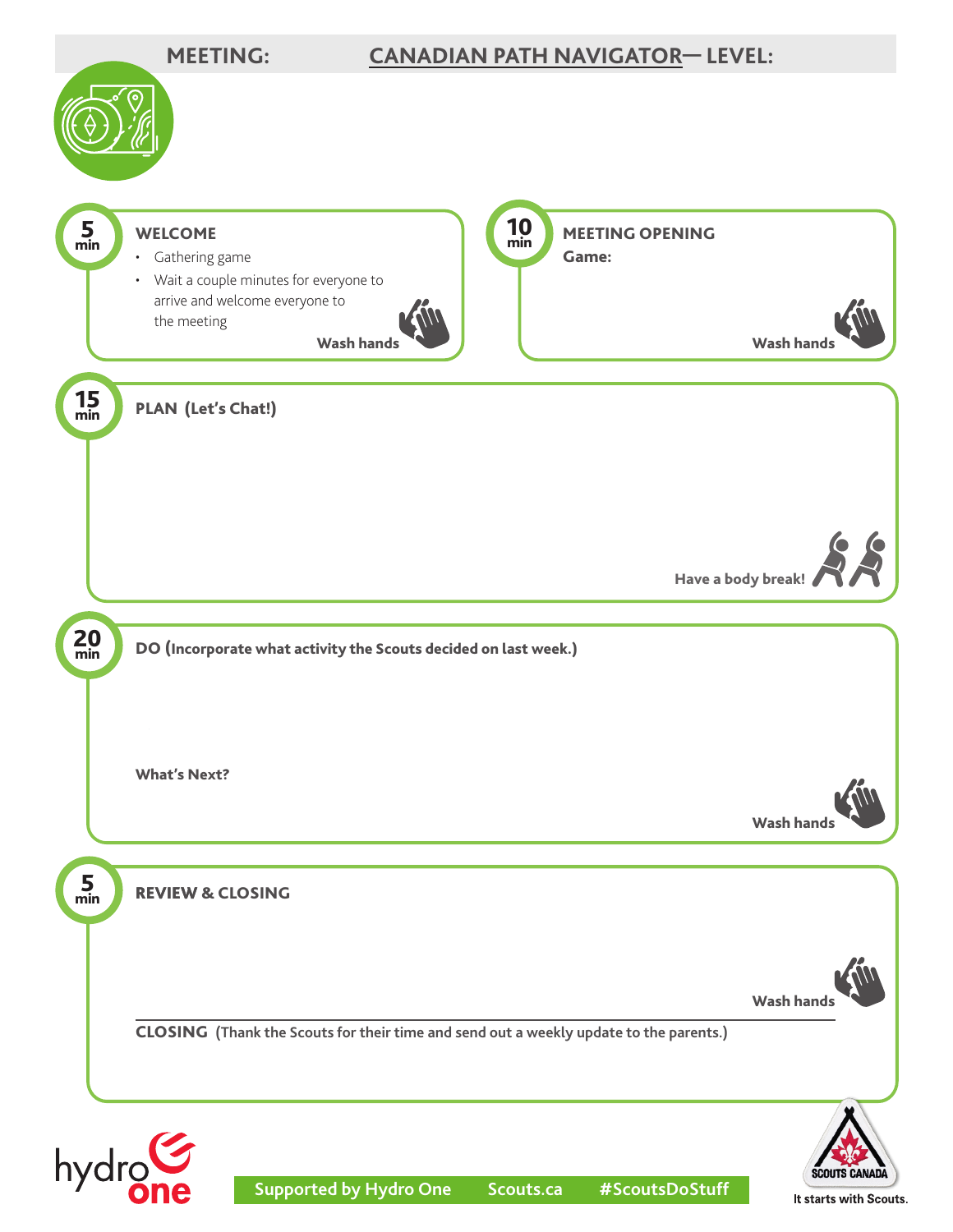# MEETING: CANADIAN PATH NAVIGATOR— LEVEL:

**5 min**

## WELCOME

- Gathering game
- Wait a couple minutes for everyone to arrive and welcome everyone to the meeting

**Wash hands**

**10 min**

## MEETING OPENING

**Game:**

**Wash hands**

**15 min**

## PLAN (Let's Chat!)

**Have a body break!**

**20 min**

## DO (Incorporate what activity the Scouts decided on last week.)

**What's Next?**

**Wash hands**

**5 min**

## REVIEW & CLOSING

**Wash hands**

**CLOSING** (Thank the Scouts for their time and send out a weekly update to the parents.)

Supported by Hydro One Scouts.ca #ScoutsDoStuff

It starts with Scouts.